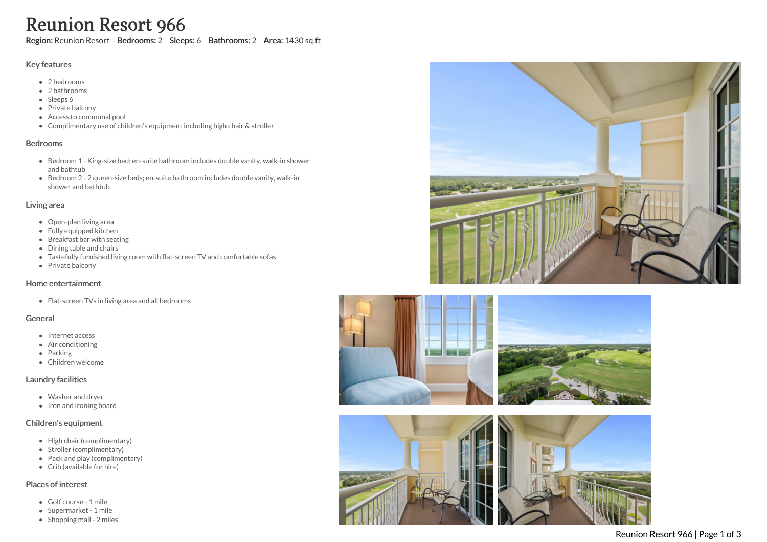# Reunion Resort 966

**Region:** Reunion Resort **Bedrooms:** 2 **Sleeps:** 6 **Bathrooms:** 2 **Area:** 1430 sq.ft

## Key features

- 2 bedrooms
- 2 bathrooms
- Sleeps 6
- Private balcony
- Access to communal pool
- Complimentary use of children's equipment including high chair & stroller

## Bedrooms

- Bedroom 1 - King-size bed; en-suite bathroom includes double vanity, walk-in shower and bathtub
- Bedroom 2 - 2 queen-size beds; en-suite bathroom includes double vanity, walk-in shower and bathtub

## Living area

- Open-plan living area
- Fully equipped kitchen
- Breakfast bar with seating
- Dining table and chairs
- Tastefully furnished living room with flat-screen TV and comfortable sofas
- Private balcony

## Home entertainment

- Flat-screen TVs in living area and all bedrooms

## General

- Internet access
- Air conditioning
- Parking
- Children welcome

## Laundry facilities

- Washer and dryer
- Iron and ironing board

## Children's equipment

- High chair (complimentary)
- Stroller (complimentary)
- Pack and play (complimentary)
- Crib (available for hire)

## Places of interest

- Golf course - 1 mile
- Supermarket - 1 mile
- Shopping mall - 2 miles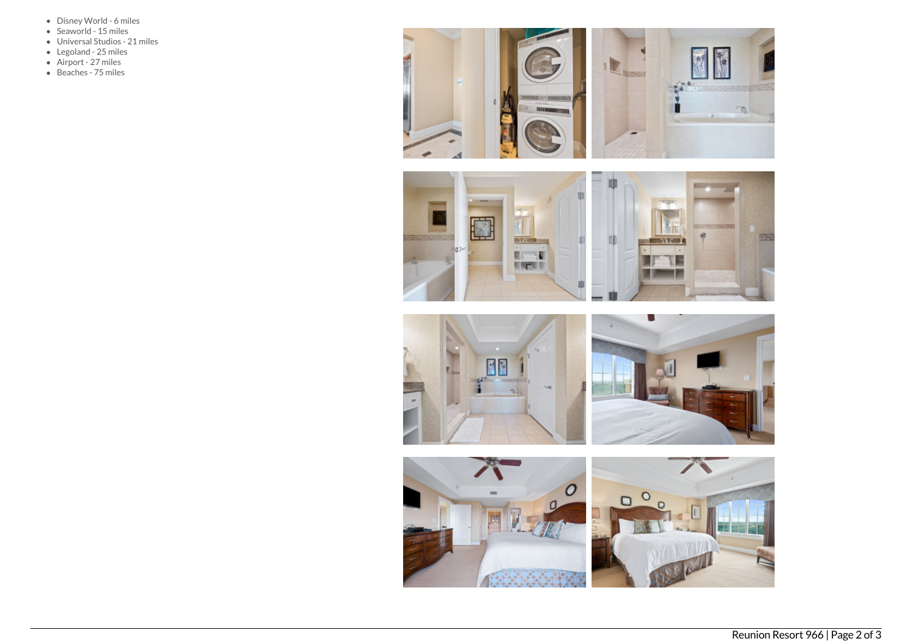- Disney World - 6 miles
- Seaworld - 15 miles
- Universal Studios - 21 miles
- Legoland - 25 miles
- Airport - 27 miles
- Beaches - 75 miles